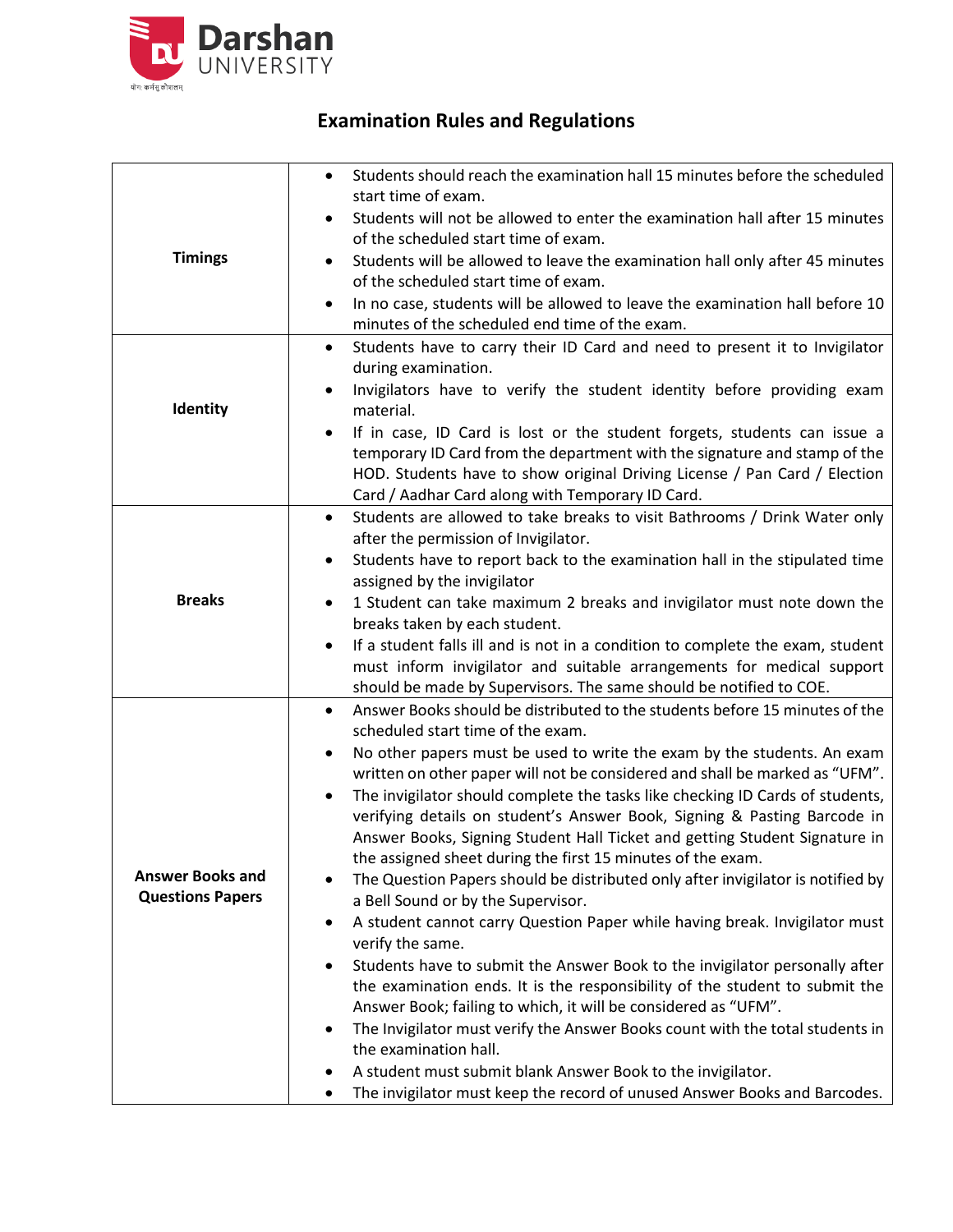Darshan UNIVERSITY

## Examination Rules and Regulations

| | |
|---|---|
| **Timings** | • Students should reach the examination hall 15 minutes before the scheduled start time of exam.<br>• Students will not be allowed to enter the examination hall after 15 minutes of the scheduled start time of exam.<br>• Students will be allowed to leave the examination hall only after 45 minutes of the scheduled start time of exam.<br>• In no case, students will be allowed to leave the examination hall before 10 minutes of the scheduled end time of the exam. |
| **Identity** | • Students have to carry their ID Card and need to present it to Invigilator during examination.<br>• Invigilators have to verify the student identity before providing exam material.<br>• If in case, ID Card is lost or the student forgets, students can issue a temporary ID Card from the department with the signature and stamp of the HOD. Students have to show original Driving License / Pan Card / Election Card / Aadhar Card along with Temporary ID Card. |
| **Breaks** | • Students are allowed to take breaks to visit Bathrooms / Drink Water only after the permission of Invigilator.<br>• Students have to report back to the examination hall in the stipulated time assigned by the invigilator<br>• 1 Student can take maximum 2 breaks and invigilator must note down the breaks taken by each student.<br>• If a student falls ill and is not in a condition to complete the exam, student must inform invigilator and suitable arrangements for medical support should be made by Supervisors. The same should be notified to COE. |
| **Answer Books and Questions Papers** | • Answer Books should be distributed to the students before 15 minutes of the scheduled start time of the exam.<br>• No other papers must be used to write the exam by the students. An exam written on other paper will not be considered and shall be marked as "UFM".<br>• The invigilator should complete the tasks like checking ID Cards of students, verifying details on student's Answer Book, Signing & Pasting Barcode in Answer Books, Signing Student Hall Ticket and getting Student Signature in the assigned sheet during the first 15 minutes of the exam.<br>• The Question Papers should be distributed only after invigilator is notified by a Bell Sound or by the Supervisor.<br>• A student cannot carry Question Paper while having break. Invigilator must verify the same.<br>• Students have to submit the Answer Book to the invigilator personally after the examination ends. It is the responsibility of the student to submit the Answer Book; failing to which, it will be considered as "UFM".<br>• The Invigilator must verify the Answer Books count with the total students in the examination hall.<br>• A student must submit blank Answer Book to the invigilator.<br>• The invigilator must keep the record of unused Answer Books and Barcodes. |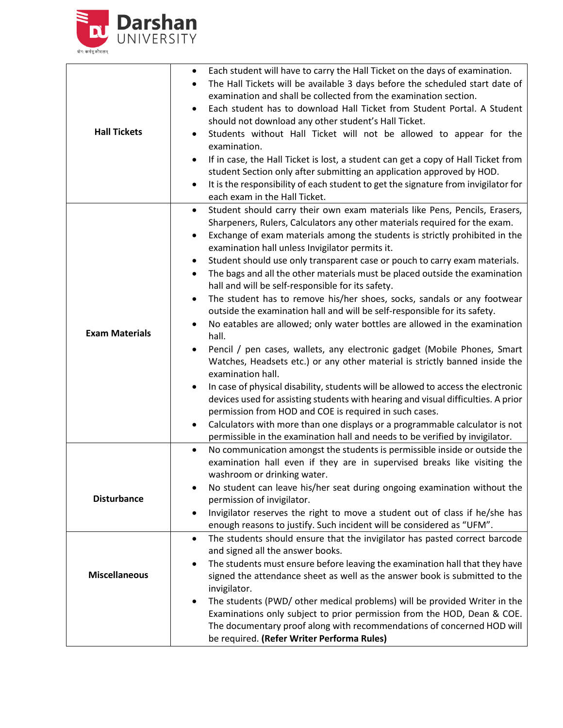| | |
|---|---|
| **Hall Tickets** | • Each student will have to carry the Hall Ticket on the days of examination.<br>• The Hall Tickets will be available 3 days before the scheduled start date of examination and shall be collected from the examination section.<br>• Each student has to download Hall Ticket from Student Portal. A Student should not download any other student's Hall Ticket.<br>• Students without Hall Ticket will not be allowed to appear for the examination.<br>• If in case, the Hall Ticket is lost, a student can get a copy of Hall Ticket from student Section only after submitting an application approved by HOD.<br>• It is the responsibility of each student to get the signature from invigilator for each exam in the Hall Ticket. |
| **Exam Materials** | • Student should carry their own exam materials like Pens, Pencils, Erasers, Sharpeners, Rulers, Calculators any other materials required for the exam.<br>• Exchange of exam materials among the students is strictly prohibited in the examination hall unless Invigilator permits it.<br>• Student should use only transparent case or pouch to carry exam materials.<br>• The bags and all the other materials must be placed outside the examination hall and will be self-responsible for its safety.<br>• The student has to remove his/her shoes, socks, sandals or any footwear outside the examination hall and will be self-responsible for its safety.<br>• No eatables are allowed; only water bottles are allowed in the examination hall.<br>• Pencil / pen cases, wallets, any electronic gadget (Mobile Phones, Smart Watches, Headsets etc.) or any other material is strictly banned inside the examination hall.<br>• In case of physical disability, students will be allowed to access the electronic devices used for assisting students with hearing and visual difficulties. A prior permission from HOD and COE is required in such cases.<br>• Calculators with more than one displays or a programmable calculator is not permissible in the examination hall and needs to be verified by invigilator. |
| **Disturbance** | • No communication amongst the students is permissible inside or outside the examination hall even if they are in supervised breaks like visiting the washroom or drinking water.<br>• No student can leave his/her seat during ongoing examination without the permission of invigilator.<br>• Invigilator reserves the right to move a student out of class if he/she has enough reasons to justify. Such incident will be considered as "UFM". |
| **Miscellaneous** | • The students should ensure that the invigilator has pasted correct barcode and signed all the answer books.<br>• The students must ensure before leaving the examination hall that they have signed the attendance sheet as well as the answer book is submitted to the invigilator.<br>• The students (PWD/ other medical problems) will be provided Writer in the Examinations only subject to prior permission from the HOD, Dean & COE. The documentary proof along with recommendations of concerned HOD will be required. **(Refer Writer Performa Rules)** |